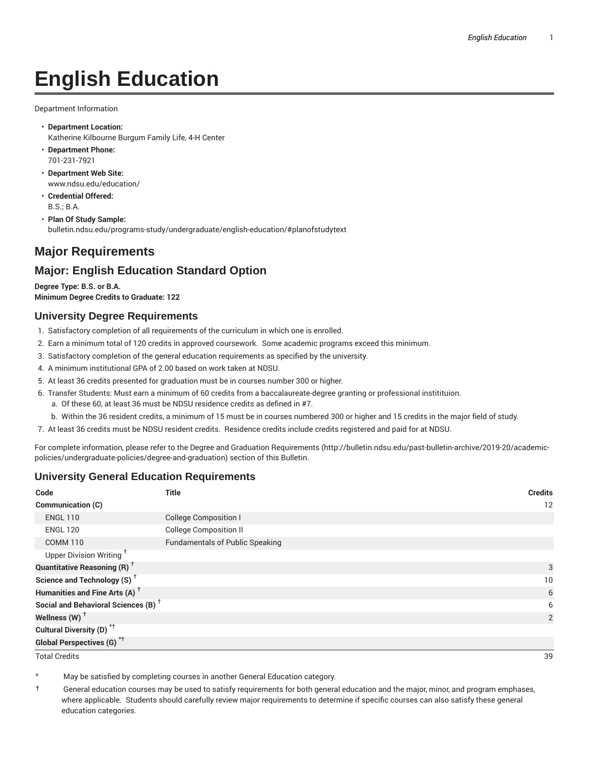# English Education

Department Information

- **Department Location:**
  Katherine Kilbourne Burgum Family Life, 4-H Center
- **Department Phone:**
  701-231-7921
- **Department Web Site:**
  www.ndsu.edu/education/
- **Credential Offered:**
  B.S.; B.A.
- **Plan Of Study Sample:**
  bulletin.ndsu.edu/programs-study/undergraduate/english-education/#planofstudytext

## Major Requirements

## Major: English Education Standard Option

**Degree Type: B.S. or B.A.**
**Minimum Degree Credits to Graduate: 122**

### University Degree Requirements

1. Satisfactory completion of all requirements of the curriculum in which one is enrolled.
2. Earn a minimum total of 120 credits in approved coursework. Some academic programs exceed this minimum.
3. Satisfactory completion of the general education requirements as specified by the university.
4. A minimum institutional GPA of 2.00 based on work taken at NDSU.
5. At least 36 credits presented for graduation must be in courses number 300 or higher.
6. Transfer Students: Must earn a minimum of 60 credits from a baccalaureate-degree granting or professional institituion.
   a. Of these 60, at least 36 must be NDSU residence credits as defined in #7.
   b. Within the 36 resident credits, a minimum of 15 must be in courses numbered 300 or higher and 15 credits in the major field of study.
7. At least 36 credits must be NDSU resident credits. Residence credits include credits registered and paid for at NDSU.

For complete information, please refer to the Degree and Graduation Requirements (http://bulletin.ndsu.edu/past-bulletin-archive/2019-20/academic-policies/undergraduate-policies/degree-and-graduation) section of this Bulletin.

### University General Education Requirements

| Code | Title | Credits |
|---|---|---|
| **Communication (C)** | | 12 |
| ENGL 110 | College Composition I | |
| ENGL 120 | College Composition II | |
| COMM 110 | Fundamentals of Public Speaking | |
| Upper Division Writing † | | |
| **Quantitative Reasoning (R) †** | | 3 |
| **Science and Technology (S) †** | | 10 |
| **Humanities and Fine Arts (A) †** | | 6 |
| **Social and Behavioral Sciences (B) †** | | 6 |
| **Wellness (W) †** | | 2 |
| **Cultural Diversity (D) *†** | | |
| **Global Perspectives (G) *†** | | |
| Total Credits | | 39 |

\* May be satisfied by completing courses in another General Education category.

† General education courses may be used to satisfy requirements for both general education and the major, minor, and program emphases, where applicable. Students should carefully review major requirements to determine if specific courses can also satisfy these general education categories.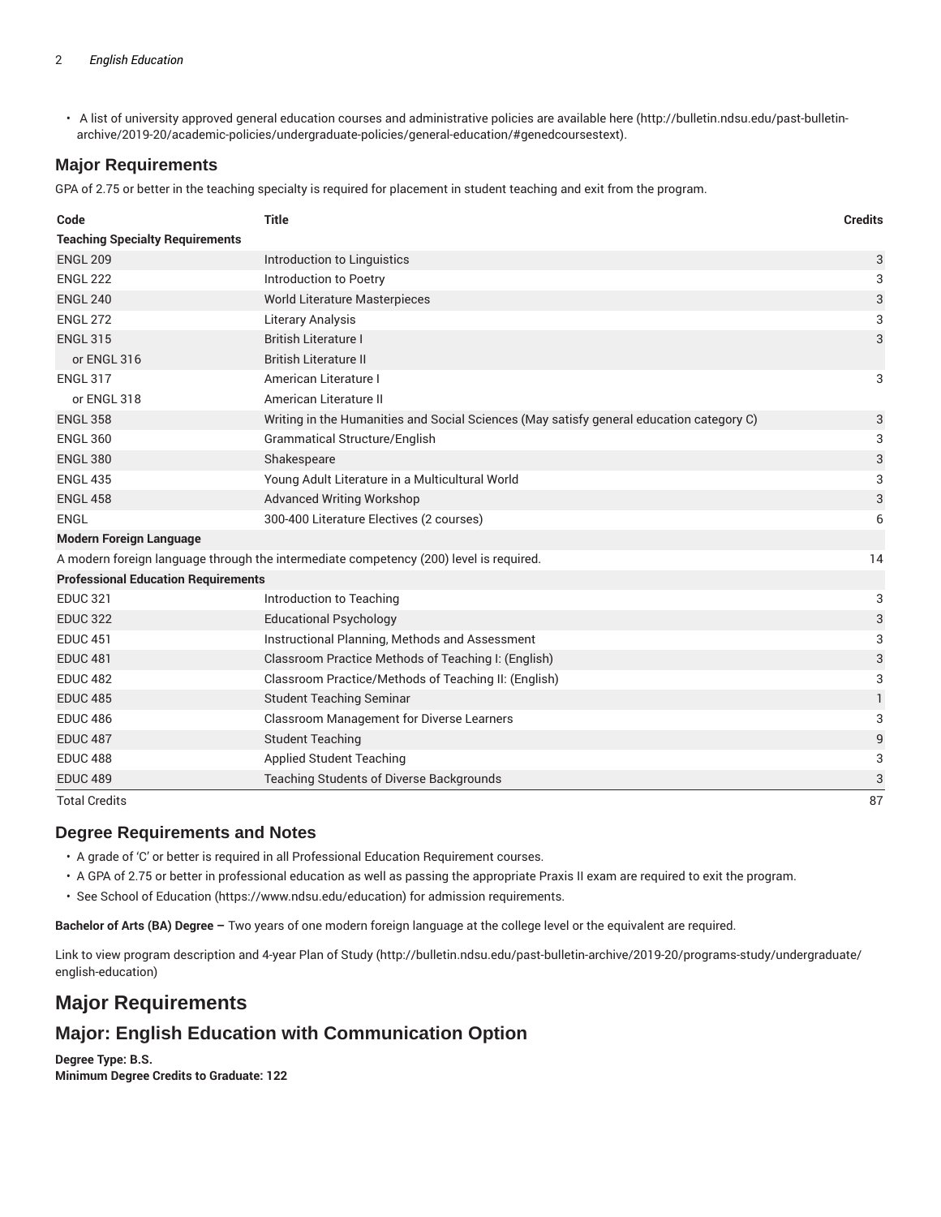- A list of university approved general education courses and administrative policies are available here (http://bulletin.ndsu.edu/past-bulletin-archive/2019-20/academic-policies/undergraduate-policies/general-education/#genedcoursestext).

## Major Requirements

GPA of 2.75 or better in the teaching specialty is required for placement in student teaching and exit from the program.

| Code | Title | Credits |
|---|---|---|
| **Teaching Specialty Requirements** | | |
| ENGL 209 | Introduction to Linguistics | 3 |
| ENGL 222 | Introduction to Poetry | 3 |
| ENGL 240 | World Literature Masterpieces | 3 |
| ENGL 272 | Literary Analysis | 3 |
| ENGL 315 | British Literature I | 3 |
| or ENGL 316 | British Literature II | |
| ENGL 317 | American Literature I | 3 |
| or ENGL 318 | American Literature II | |
| ENGL 358 | Writing in the Humanities and Social Sciences (May satisfy general education category C) | 3 |
| ENGL 360 | Grammatical Structure/English | 3 |
| ENGL 380 | Shakespeare | 3 |
| ENGL 435 | Young Adult Literature in a Multicultural World | 3 |
| ENGL 458 | Advanced Writing Workshop | 3 |
| ENGL | 300-400 Literature Electives (2 courses) | 6 |
| **Modern Foreign Language** | | |
| A modern foreign language through the intermediate competency (200) level is required. | | 14 |
| **Professional Education Requirements** | | |
| EDUC 321 | Introduction to Teaching | 3 |
| EDUC 322 | Educational Psychology | 3 |
| EDUC 451 | Instructional Planning, Methods and Assessment | 3 |
| EDUC 481 | Classroom Practice Methods of Teaching I: (English) | 3 |
| EDUC 482 | Classroom Practice/Methods of Teaching II: (English) | 3 |
| EDUC 485 | Student Teaching Seminar | 1 |
| EDUC 486 | Classroom Management for Diverse Learners | 3 |
| EDUC 487 | Student Teaching | 9 |
| EDUC 488 | Applied Student Teaching | 3 |
| EDUC 489 | Teaching Students of Diverse Backgrounds | 3 |
| Total Credits | | 87 |

## Degree Requirements and Notes

- A grade of 'C' or better is required in all Professional Education Requirement courses.
- A GPA of 2.75 or better in professional education as well as passing the appropriate Praxis II exam are required to exit the program.
- See School of Education (https://www.ndsu.edu/education) for admission requirements.

**Bachelor of Arts (BA) Degree –** Two years of one modern foreign language at the college level or the equivalent are required.

Link to view program description and 4-year Plan of Study (http://bulletin.ndsu.edu/past-bulletin-archive/2019-20/programs-study/undergraduate/english-education)

# Major Requirements

## Major: English Education with Communication Option

**Degree Type: B.S.**
**Minimum Degree Credits to Graduate: 122**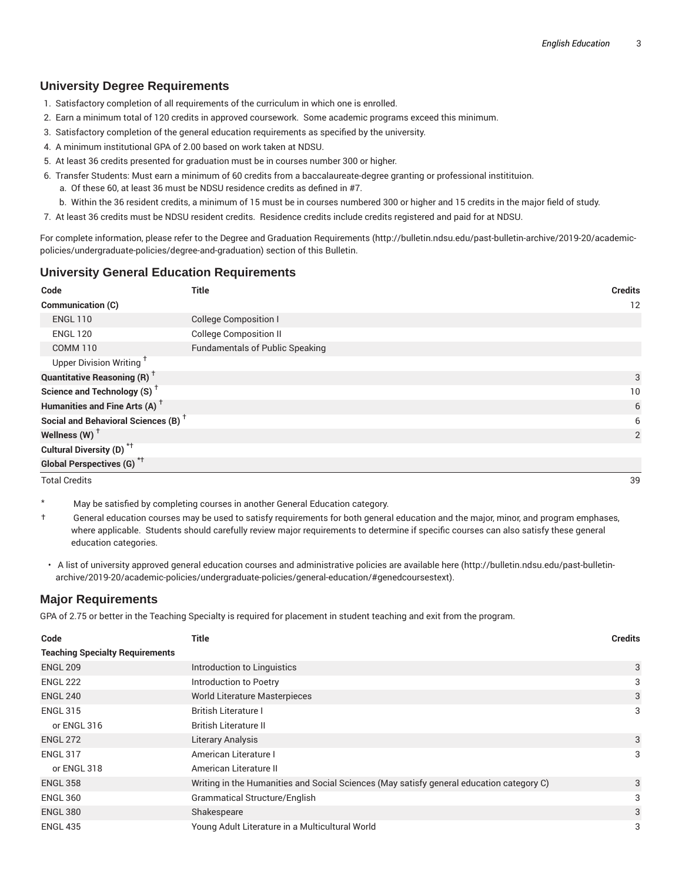## University Degree Requirements

1. Satisfactory completion of all requirements of the curriculum in which one is enrolled.
2. Earn a minimum total of 120 credits in approved coursework. Some academic programs exceed this minimum.
3. Satisfactory completion of the general education requirements as specified by the university.
4. A minimum institutional GPA of 2.00 based on work taken at NDSU.
5. At least 36 credits presented for graduation must be in courses number 300 or higher.
6. Transfer Students: Must earn a minimum of 60 credits from a baccalaureate-degree granting or professional instititution.
   a. Of these 60, at least 36 must be NDSU residence credits as defined in #7.
   b. Within the 36 resident credits, a minimum of 15 must be in courses numbered 300 or higher and 15 credits in the major field of study.
7. At least 36 credits must be NDSU resident credits. Residence credits include credits registered and paid for at NDSU.

For complete information, please refer to the Degree and Graduation Requirements (http://bulletin.ndsu.edu/past-bulletin-archive/2019-20/academic-policies/undergraduate-policies/degree-and-graduation) section of this Bulletin.

## University General Education Requirements

| Code | Title | Credits |
|---|---|---|
| **Communication (C)** | | 12 |
| ENGL 110 | College Composition I | |
| ENGL 120 | College Composition II | |
| COMM 110 | Fundamentals of Public Speaking | |
| Upper Division Writing † | | |
| **Quantitative Reasoning (R) †** | | 3 |
| **Science and Technology (S) †** | | 10 |
| **Humanities and Fine Arts (A) †** | | 6 |
| **Social and Behavioral Sciences (B) †** | | 6 |
| **Wellness (W) †** | | 2 |
| **Cultural Diversity (D) *†** | | |
| **Global Perspectives (G) *†** | | |
| Total Credits | | 39 |

\* May be satisfied by completing courses in another General Education category.

† General education courses may be used to satisfy requirements for both general education and the major, minor, and program emphases, where applicable. Students should carefully review major requirements to determine if specific courses can also satisfy these general education categories.

- A list of university approved general education courses and administrative policies are available here (http://bulletin.ndsu.edu/past-bulletin-archive/2019-20/academic-policies/undergraduate-policies/general-education/#genedcoursestext).

## Major Requirements

GPA of 2.75 or better in the Teaching Specialty is required for placement in student teaching and exit from the program.

| Code | Title | Credits |
|---|---|---|
| **Teaching Specialty Requirements** | | |
| ENGL 209 | Introduction to Linguistics | 3 |
| ENGL 222 | Introduction to Poetry | 3 |
| ENGL 240 | World Literature Masterpieces | 3 |
| ENGL 315 | British Literature I | 3 |
| or ENGL 316 | British Literature II | |
| ENGL 272 | Literary Analysis | 3 |
| ENGL 317 | American Literature I | 3 |
| or ENGL 318 | American Literature II | |
| ENGL 358 | Writing in the Humanities and Social Sciences (May satisfy general education category C) | 3 |
| ENGL 360 | Grammatical Structure/English | 3 |
| ENGL 380 | Shakespeare | 3 |
| ENGL 435 | Young Adult Literature in a Multicultural World | 3 |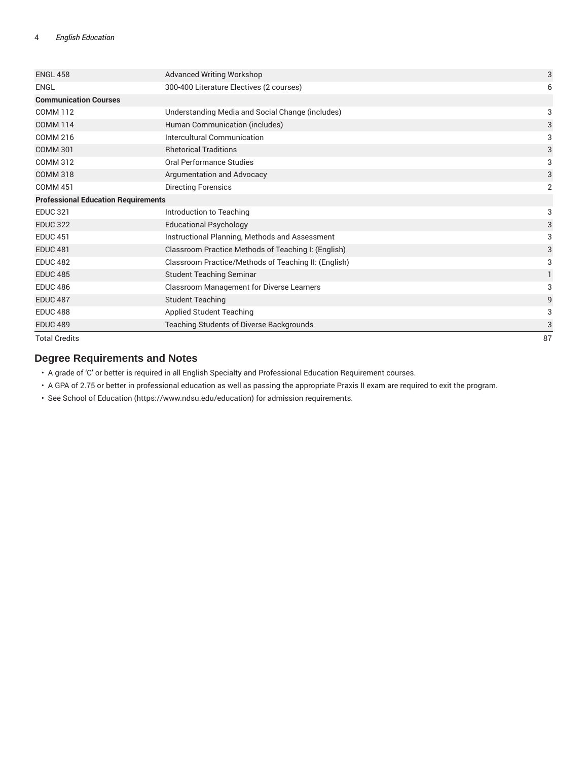| | | |
|---|---|---|
| ENGL 458 | Advanced Writing Workshop | 3 |
| ENGL | 300-400 Literature Electives (2 courses) | 6 |
| **Communication Courses** | | |
| COMM 112 | Understanding Media and Social Change (includes) | 3 |
| COMM 114 | Human Communication (includes) | 3 |
| COMM 216 | Intercultural Communication | 3 |
| COMM 301 | Rhetorical Traditions | 3 |
| COMM 312 | Oral Performance Studies | 3 |
| COMM 318 | Argumentation and Advocacy | 3 |
| COMM 451 | Directing Forensics | 2 |
| **Professional Education Requirements** | | |
| EDUC 321 | Introduction to Teaching | 3 |
| EDUC 322 | Educational Psychology | 3 |
| EDUC 451 | Instructional Planning, Methods and Assessment | 3 |
| EDUC 481 | Classroom Practice Methods of Teaching I: (English) | 3 |
| EDUC 482 | Classroom Practice/Methods of Teaching II: (English) | 3 |
| EDUC 485 | Student Teaching Seminar | 1 |
| EDUC 486 | Classroom Management for Diverse Learners | 3 |
| EDUC 487 | Student Teaching | 9 |
| EDUC 488 | Applied Student Teaching | 3 |
| EDUC 489 | Teaching Students of Diverse Backgrounds | 3 |
| Total Credits | | 87 |

## Degree Requirements and Notes

- A grade of 'C' or better is required in all English Specialty and Professional Education Requirement courses.
- A GPA of 2.75 or better in professional education as well as passing the appropriate Praxis II exam are required to exit the program.
- See School of Education (https://www.ndsu.edu/education) for admission requirements.